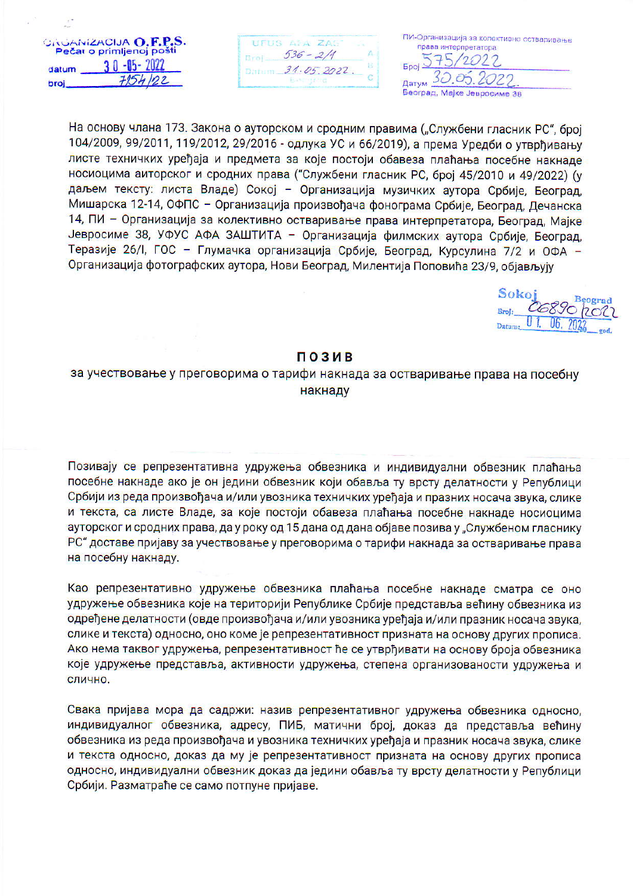ORGANIZACIJA O.F.P.S.
Pečat o primljenoj pošti
datum 30-05-2022
broj 7154/22

UFUS AFA ZAŠT...
Broj 536-2/1
Datum 31.05.2022.
Beograd

ПИ-Организација за колективно остваривање права интерпретатора
Број 575/2022
Датум 30.05.2022.
Београд, Мајке Јевросиме 38

На основу члана 173. Закона о ауторском и сродним правима („Службени гласник РС", број 104/2009, 99/2011, 119/2012, 29/2016 - одлука УС и 66/2019), а према Уредби о утврђивању листе техничких уређаја и предмета за које постоји обавеза плаћања посебне накнаде носиоцима аиторског и сродних права ("Службени гласник РС, број 45/2010 и 49/2022) (у даљем тексту: листа Владе) Сокој – Организација музичких аутора Србије, Београд, Мишарска 12-14, ОФПС – Организација произвођача фонограма Србије, Београд, Дечанска 14, ПИ – Организација за колективно остваривање права интерпретатора, Београд, Мајке Јевросиме 38, УФУС АФА ЗАШТИТА – Организација филмских аутора Србије, Београд, Теразије 26/I, ГОС – Глумачка организација Србије, Београд, Курсулина 7/2 и ОФА – Организација фотографских аутора, Нови Београд, Милентија Поповића 23/9, објављују

Sokoj Beograd
Broj: 06890/2022
Datum: 01.06.2022 god.

# ПОЗИВ

## за учествовање у преговорима о тарифи накнада за остваривање права на посебну накнаду

Позивају се репрезентативна удружења обвезника и индивидуални обвезник плаћања посебне накнаде ако је он једини обвезник који обавља ту врсту делатности у Републици Србији из реда произвођача и/или увозника техничких уређаја и празних носача звука, слике и текста, са листе Владе, за које постоји обавеза плаћања посебне накнаде носиоцима ауторског и сродних права, да у року од 15 дана од дана објаве позива у „Службеном гласнику РС" доставе пријаву за учествовање у преговорима о тарифи накнада за остваривање права на посебну накнаду.

Као репрезентативно удружење обвезника плаћања посебне накнаде сматра се оно удружење обвезника које на територији Републике Србије представља већину обвезника из одређене делатности (овде произвођача и/или увозника уређаја и/или празник носача звука, слике и текста) односно, оно коме је репрезентативност призната на основу других прописа. Ако нема таквог удружења, репрезентативност ће се утврђивати на основу броја обвезника које удружење представља, активности удружења, степена организованости удружења и слично.

Свака пријава мора да садржи: назив репрезентативног удружења обвезника односно, индивидуалног обвезника, адресу, ПИБ, матични број, доказ да представља већину обвезника из реда произвођача и увозника техничких уређаја и празник носача звука, слике и текста односно, доказ да му је репрезентативност призната на основу других прописа односно, индивидуални обвезник доказ да једини обавља ту врсту делатности у Републици Србији. Разматраће се само потпуне пријаве.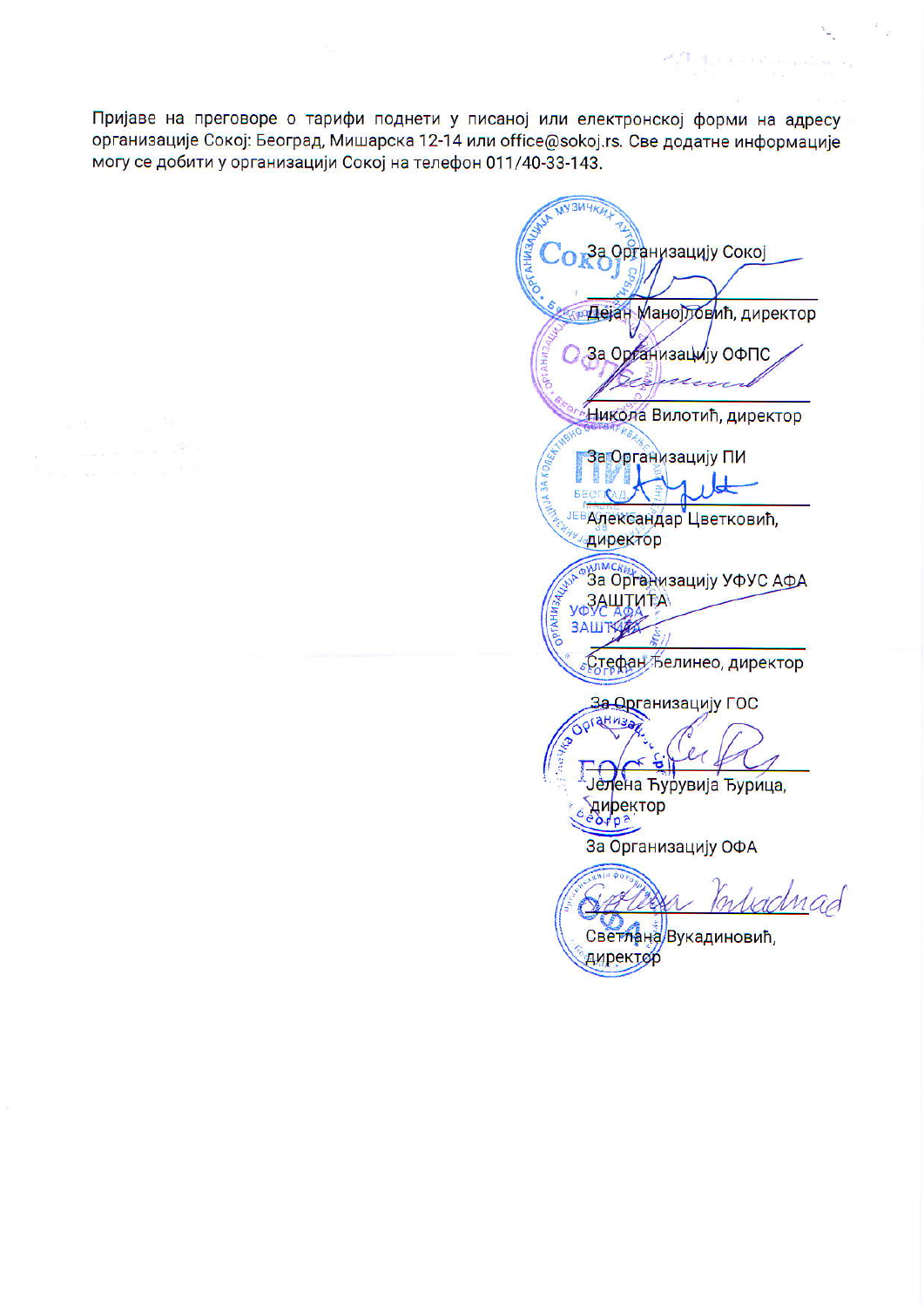Пријаве на преговоре о тарифи поднети у писаној или електронској форми на адресу организације Сокој: Београд, Мишарска 12-14 или office@sokoj.rs. Све додатне информације могу се добити у организацији Сокој на телефон 011/40-33-143.

За Организацију Сокој

Дејан Манојловић, директор

За Организацију ОФПС

Никола Вилотић, директор

За Организацију ПИ

Александар Цветковић, директор

За Организацију УФУС АФА ЗАШТИТА

Стефан Ћелинео, директор

За Организацију ГОС

Јелена Ђурувија Ђурица, директор

За Организацију ОФА

Светлана Вукадиновић, директор